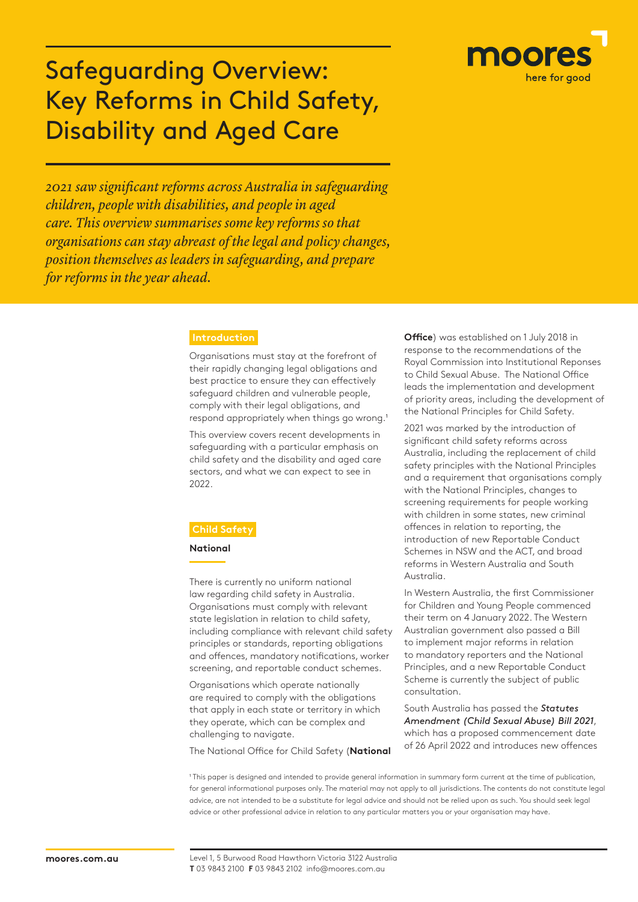# Safeguarding Overview: Key Reforms in Child Safety, Disability and Aged Care

*2021 saw significant reforms across Australia in safeguarding children, people with disabilities, and people in aged care. This overview summarises some key reforms so that organisations can stay abreast of the legal and policy changes, position themselves as leaders in safeguarding, and prepare for reforms in the year ahead.*

## Introduction

Organisations must stay at the forefront of their rapidly changing legal obligations and best practice to ensure they can effectively safeguard children and vulnerable people, comply with their legal obligations, and respond appropriately when things go wrong.[1]

This overview covers recent developments in safeguarding with a particular emphasis on child safety and the disability and aged care sectors, and what we can expect to see in 2022.

## Child Safety

### National

There is currently no uniform national law regarding child safety in Australia. Organisations must comply with relevant state legislation in relation to child safety, including compliance with relevant child safety principles or standards, reporting obligations and offences, mandatory notifications, worker screening, and reportable conduct schemes.

Organisations which operate nationally are required to comply with the obligations that apply in each state or territory in which they operate, which can be complex and challenging to navigate.

The National Office for Child Safety (**National Office**) was established on 1 July 2018 in response to the recommendations of the Royal Commission into Institutional Reponses to Child Sexual Abuse. The National Office leads the implementation and development of priority areas, including the development of the National Principles for Child Safety.

2021 was marked by the introduction of significant child safety reforms across Australia, including the replacement of child safety principles with the National Principles and a requirement that organisations comply with the National Principles, changes to screening requirements for people working with children in some states, new criminal offences in relation to reporting, the introduction of new Reportable Conduct Schemes in NSW and the ACT, and broad reforms in Western Australia and South Australia.

In Western Australia, the first Commissioner for Children and Young People commenced their term on 4 January 2022. The Western Australian government also passed a Bill to implement major reforms in relation to mandatory reporters and the National Principles, and a new Reportable Conduct Scheme is currently the subject of public consultation.

South Australia has passed the ***Statutes Amendment (Child Sexual Abuse) Bill 2021***, which has a proposed commencement date of 26 April 2022 and introduces new offences

[1] This paper is designed and intended to provide general information in summary form current at the time of publication, for general informational purposes only. The material may not apply to all jurisdictions. The contents do not constitute legal advice, are not intended to be a substitute for legal advice and should not be relied upon as such. You should seek legal advice or other professional advice in relation to any particular matters you or your organisation may have.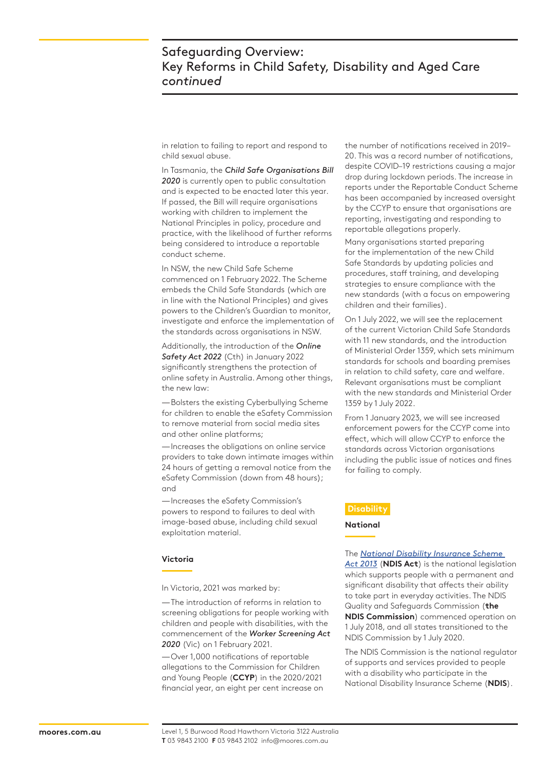in relation to failing to report and respond to child sexual abuse.

In Tasmania, the ***Child Safe Organisations Bill 2020*** is currently open to public consultation and is expected to be enacted later this year. If passed, the Bill will require organisations working with children to implement the National Principles in policy, procedure and practice, with the likelihood of further reforms being considered to introduce a reportable conduct scheme.

In NSW, the new Child Safe Scheme commenced on 1 February 2022. The Scheme embeds the Child Safe Standards (which are in line with the National Principles) and gives powers to the Children's Guardian to monitor, investigate and enforce the implementation of the standards across organisations in NSW.

Additionally, the introduction of the ***Online Safety Act 2022*** (Cth) in January 2022 significantly strengthens the protection of online safety in Australia. Among other things, the new law:

- Bolsters the existing Cyberbullying Scheme for children to enable the eSafety Commission to remove material from social media sites and other online platforms;
- Increases the obligations on online service providers to take down intimate images within 24 hours of getting a removal notice from the eSafety Commission (down from 48 hours); and
- Increases the eSafety Commission's powers to respond to failures to deal with image-based abuse, including child sexual exploitation material.

### Victoria

In Victoria, 2021 was marked by:

- The introduction of reforms in relation to screening obligations for people working with children and people with disabilities, with the commencement of the ***Worker Screening Act 2020*** (Vic) on 1 February 2021.
- Over 1,000 notifications of reportable allegations to the Commission for Children and Young People (**CCYP**) in the 2020/2021 financial year, an eight per cent increase on the number of notifications received in 2019–20. This was a record number of notifications, despite COVID-19 restrictions causing a major drop during lockdown periods. The increase in reports under the Reportable Conduct Scheme has been accompanied by increased oversight by the CCYP to ensure that organisations are reporting, investigating and responding to reportable allegations properly.

Many organisations started preparing for the implementation of the new Child Safe Standards by updating policies and procedures, staff training, and developing strategies to ensure compliance with the new standards (with a focus on empowering children and their families).

On 1 July 2022, we will see the replacement of the current Victorian Child Safe Standards with 11 new standards, and the introduction of Ministerial Order 1359, which sets minimum standards for schools and boarding premises in relation to child safety, care and welfare. Relevant organisations must be compliant with the new standards and Ministerial Order 1359 by 1 July 2022.

From 1 January 2023, we will see increased enforcement powers for the CCYP come into effect, which will allow CCYP to enforce the standards across Victorian organisations including the public issue of notices and fines for failing to comply.

## Disability

### National

The [*National Disability Insurance Scheme Act 2013*] (**NDIS Act**) is the national legislation which supports people with a permanent and significant disability that affects their ability to take part in everyday activities. The NDIS Quality and Safeguards Commission (**the NDIS Commission**) commenced operation on 1 July 2018, and all states transitioned to the NDIS Commission by 1 July 2020.

The NDIS Commission is the national regulator of supports and services provided to people with a disability who participate in the National Disability Insurance Scheme (**NDIS**).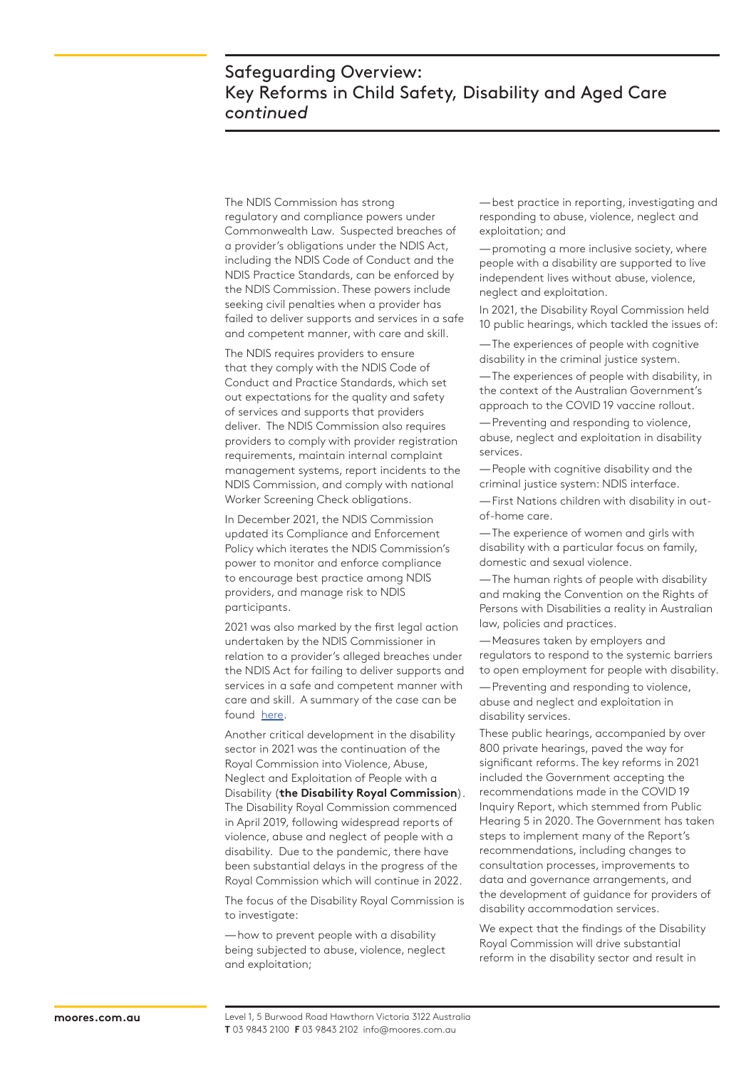The NDIS Commission has strong regulatory and compliance powers under Commonwealth Law. Suspected breaches of a provider's obligations under the NDIS Act, including the NDIS Code of Conduct and the NDIS Practice Standards, can be enforced by the NDIS Commission. These powers include seeking civil penalties when a provider has failed to deliver supports and services in a safe and competent manner, with care and skill.

The NDIS requires providers to ensure that they comply with the NDIS Code of Conduct and Practice Standards, which set out expectations for the quality and safety of services and supports that providers deliver. The NDIS Commission also requires providers to comply with provider registration requirements, maintain internal complaint management systems, report incidents to the NDIS Commission, and comply with national Worker Screening Check obligations.

In December 2021, the NDIS Commission updated its Compliance and Enforcement Policy which iterates the NDIS Commission's power to monitor and enforce compliance to encourage best practice among NDIS providers, and manage risk to NDIS participants.

2021 was also marked by the first legal action undertaken by the NDIS Commissioner in relation to a provider's alleged breaches under the NDIS Act for failing to deliver supports and services in a safe and competent manner with care and skill. A summary of the case can be found here.

Another critical development in the disability sector in 2021 was the continuation of the Royal Commission into Violence, Abuse, Neglect and Exploitation of People with a Disability (**the Disability Royal Commission**). The Disability Royal Commission commenced in April 2019, following widespread reports of violence, abuse and neglect of people with a disability. Due to the pandemic, there have been substantial delays in the progress of the Royal Commission which will continue in 2022.

The focus of the Disability Royal Commission is to investigate:

- how to prevent people with a disability being subjected to abuse, violence, neglect and exploitation;
- best practice in reporting, investigating and responding to abuse, violence, neglect and exploitation; and
- promoting a more inclusive society, where people with a disability are supported to live independent lives without abuse, violence, neglect and exploitation.

In 2021, the Disability Royal Commission held 10 public hearings, which tackled the issues of:

- The experiences of people with cognitive disability in the criminal justice system.
- The experiences of people with disability, in the context of the Australian Government's approach to the COVID 19 vaccine rollout.
- Preventing and responding to violence, abuse, neglect and exploitation in disability services.
- People with cognitive disability and the criminal justice system: NDIS interface.
- First Nations children with disability in out-of-home care.
- The experience of women and girls with disability with a particular focus on family, domestic and sexual violence.
- The human rights of people with disability and making the Convention on the Rights of Persons with Disabilities a reality in Australian law, policies and practices.
- Measures taken by employers and regulators to respond to the systemic barriers to open employment for people with disability.
- Preventing and responding to violence, abuse and neglect and exploitation in disability services.

These public hearings, accompanied by over 800 private hearings, paved the way for significant reforms. The key reforms in 2021 included the Government accepting the recommendations made in the COVID 19 Inquiry Report, which stemmed from Public Hearing 5 in 2020. The Government has taken steps to implement many of the Report's recommendations, including changes to consultation processes, improvements to data and governance arrangements, and the development of guidance for providers of disability accommodation services.

We expect that the findings of the Disability Royal Commission will drive substantial reform in the disability sector and result in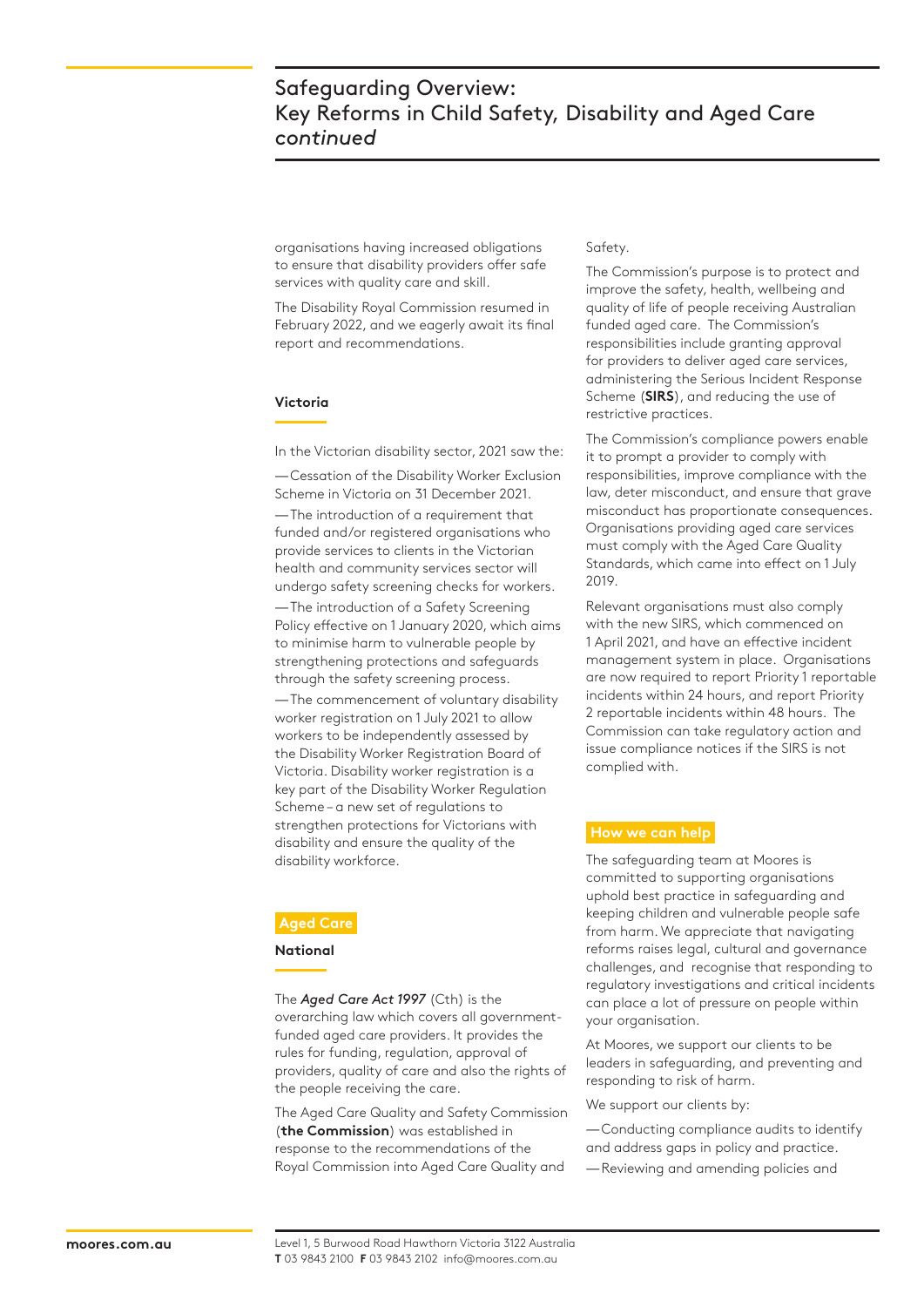organisations having increased obligations to ensure that disability providers offer safe services with quality care and skill.

The Disability Royal Commission resumed in February 2022, and we eagerly await its final report and recommendations.

### Victoria

In the Victorian disability sector, 2021 saw the:

— Cessation of the Disability Worker Exclusion Scheme in Victoria on 31 December 2021.

— The introduction of a requirement that funded and/or registered organisations who provide services to clients in the Victorian health and community services sector will undergo safety screening checks for workers.

— The introduction of a Safety Screening Policy effective on 1 January 2020, which aims to minimise harm to vulnerable people by strengthening protections and safeguards through the safety screening process.

— The commencement of voluntary disability worker registration on 1 July 2021 to allow workers to be independently assessed by the Disability Worker Registration Board of Victoria. Disability worker registration is a key part of the Disability Worker Regulation Scheme – a new set of regulations to strengthen protections for Victorians with disability and ensure the quality of the disability workforce.

## Aged Care

### National

The ***Aged Care Act 1997*** (Cth) is the overarching law which covers all government-funded aged care providers. It provides the rules for funding, regulation, approval of providers, quality of care and also the rights of the people receiving the care.

The Aged Care Quality and Safety Commission (**the Commission**) was established in response to the recommendations of the Royal Commission into Aged Care Quality and Safety.

The Commission's purpose is to protect and improve the safety, health, wellbeing and quality of life of people receiving Australian funded aged care. The Commission's responsibilities include granting approval for providers to deliver aged care services, administering the Serious Incident Response Scheme (**SIRS**), and reducing the use of restrictive practices.

The Commission's compliance powers enable it to prompt a provider to comply with responsibilities, improve compliance with the law, deter misconduct, and ensure that grave misconduct has proportionate consequences. Organisations providing aged care services must comply with the Aged Care Quality Standards, which came into effect on 1 July 2019.

Relevant organisations must also comply with the new SIRS, which commenced on 1 April 2021, and have an effective incident management system in place. Organisations are now required to report Priority 1 reportable incidents within 24 hours, and report Priority 2 reportable incidents within 48 hours. The Commission can take regulatory action and issue compliance notices if the SIRS is not complied with.

## How we can help

The safeguarding team at Moores is committed to supporting organisations uphold best practice in safeguarding and keeping children and vulnerable people safe from harm. We appreciate that navigating reforms raises legal, cultural and governance challenges, and recognise that responding to regulatory investigations and critical incidents can place a lot of pressure on people within your organisation.

At Moores, we support our clients to be leaders in safeguarding, and preventing and responding to risk of harm.

We support our clients by:

— Conducting compliance audits to identify and address gaps in policy and practice.

— Reviewing and amending policies and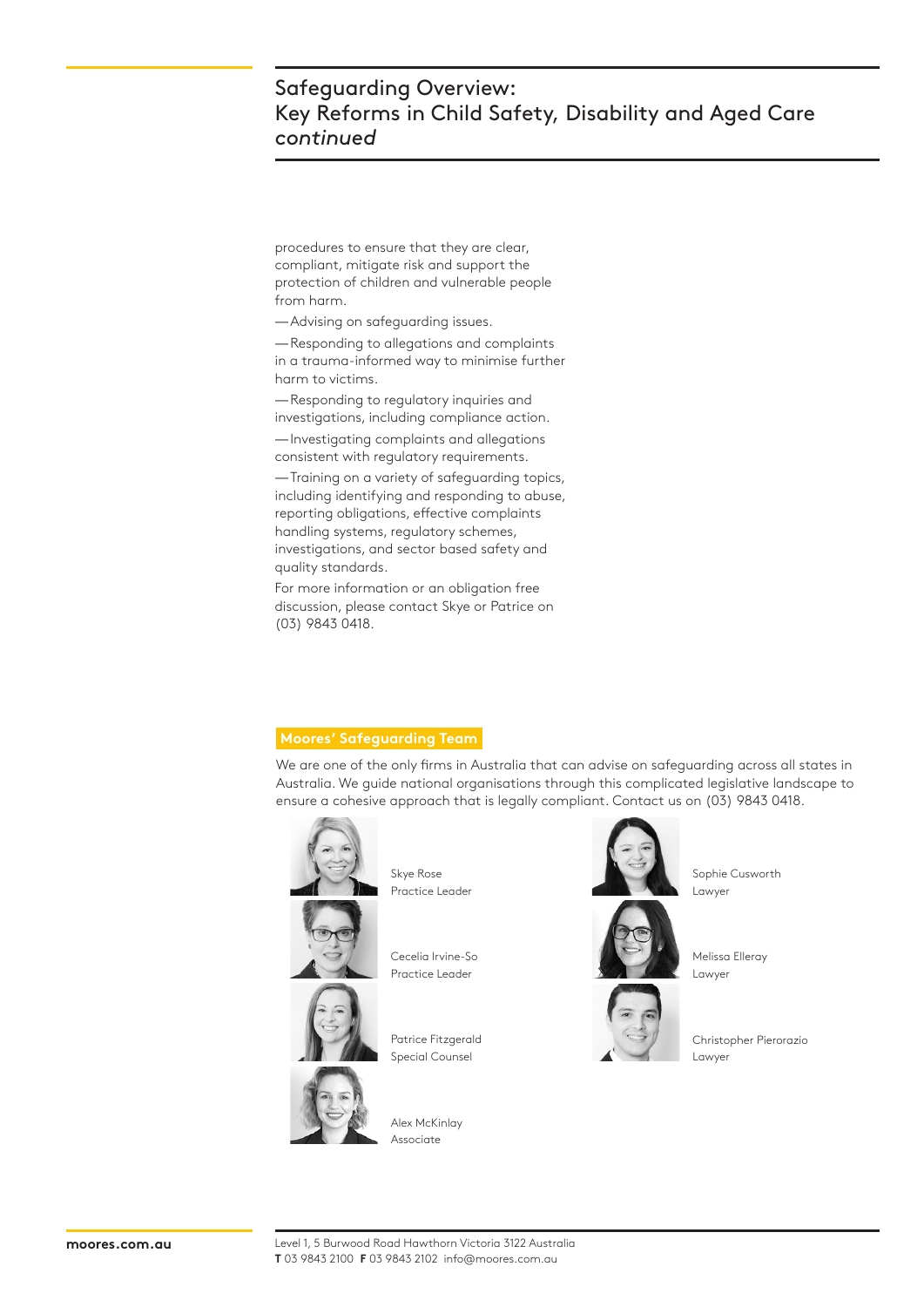procedures to ensure that they are clear, compliant, mitigate risk and support the protection of children and vulnerable people from harm.

— Advising on safeguarding issues.

— Responding to allegations and complaints in a trauma-informed way to minimise further harm to victims.

— Responding to regulatory inquiries and investigations, including compliance action.

— Investigating complaints and allegations consistent with regulatory requirements.

— Training on a variety of safeguarding topics, including identifying and responding to abuse, reporting obligations, effective complaints handling systems, regulatory schemes, investigations, and sector based safety and quality standards.

For more information or an obligation free discussion, please contact Skye or Patrice on (03) 9843 0418.

## Moores' Safeguarding Team

We are one of the only firms in Australia that can advise on safeguarding across all states in Australia. We guide national organisations through this complicated legislative landscape to ensure a cohesive approach that is legally compliant. Contact us on (03) 9843 0418.

Skye Rose
Practice Leader

Cecelia Irvine-So
Practice Leader

Patrice Fitzgerald
Special Counsel

Alex McKinlay
Associate

Sophie Cusworth
Lawyer

Melissa Elleray
Lawyer

Christopher Pierorazio
Lawyer

**moores.com.au**

Level 1, 5 Burwood Road Hawthorn Victoria 3122 Australia
**T** 03 9843 2100 **F** 03 9843 2102 info@moores.com.au